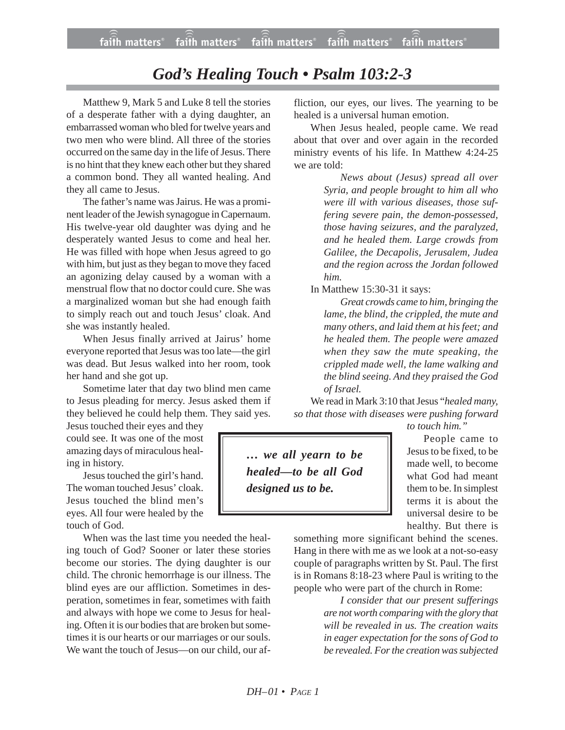# *God's Healing Touch • Psalm 103:2-3*

Matthew 9, Mark 5 and Luke 8 tell the stories of a desperate father with a dying daughter, an embarrassed woman who bled for twelve years and two men who were blind. All three of the stories occurred on the same day in the life of Jesus. There is no hint that they knew each other but they shared a common bond. They all wanted healing. And they all came to Jesus.

The father's name was Jairus. He was a prominent leader of the Jewish synagogue in Capernaum. His twelve-year old daughter was dying and he desperately wanted Jesus to come and heal her. He was filled with hope when Jesus agreed to go with him, but just as they began to move they faced an agonizing delay caused by a woman with a menstrual flow that no doctor could cure. She was a marginalized woman but she had enough faith to simply reach out and touch Jesus' cloak. And she was instantly healed.

When Jesus finally arrived at Jairus' home everyone reported that Jesus was too late—the girl was dead. But Jesus walked into her room, took her hand and she got up.

Sometime later that day two blind men came to Jesus pleading for mercy. Jesus asked them if they believed he could help them. They said yes. Jesus touched their eyes and they could see. It was one of the most amazing days of miraculous healing in history.

Jesus touched the girl's hand. The woman touched Jesus' cloak. Jesus touched the blind men's eyes. All four were healed by the touch of God.

When was the last time you needed the healing touch of God? Sooner or later these stories become our stories. The dying daughter is our child. The chronic hemorrhage is our illness. The blind eyes are our affliction. Sometimes in desperation, sometimes in fear, sometimes with faith and always with hope we come to Jesus for healing. Often it is our bodies that are broken but sometimes it is our hearts or our marriages or our souls. We want the touch of Jesus—on our child, our affliction, our eyes, our lives. The yearning to be healed is a universal human emotion.

When Jesus healed, people came. We read about that over and over again in the recorded ministry events of his life. In Matthew 4:24-25 we are told:

> *News about (Jesus) spread all over Syria, and people brought to him all who were ill with various diseases, those suffering severe pain, the demon-possessed, those having seizures, and the paralyzed, and he healed them. Large crowds from Galilee, the Decapolis, Jerusalem, Judea and the region across the Jordan followed him.*

In Matthew 15:30-31 it says:

> *Great crowds came to him, bringing the lame, the blind, the crippled, the mute and many others, and laid them at his feet; and he healed them. The people were amazed when they saw the mute speaking, the crippled made well, the lame walking and the blind seeing. And they praised the God of Israel.*

We read in Mark 3:10 that Jesus "*healed many, so that those with diseases were pushing forward to touch him.*"

> ***… we all yearn to be healed—to be all God designed us to be.***

People came to Jesus to be fixed, to be made well, to become what God had meant them to be. In simplest terms it is about the universal desire to be healthy. But there is something more significant behind the scenes. Hang in there with me as we look at a not-so-easy couple of paragraphs written by St. Paul. The first is in Romans 8:18-23 where Paul is writing to the people who were part of the church in Rome:

> *I consider that our present sufferings are not worth comparing with the glory that will be revealed in us. The creation waits in eager expectation for the sons of God to be revealed. For the creation was subjected*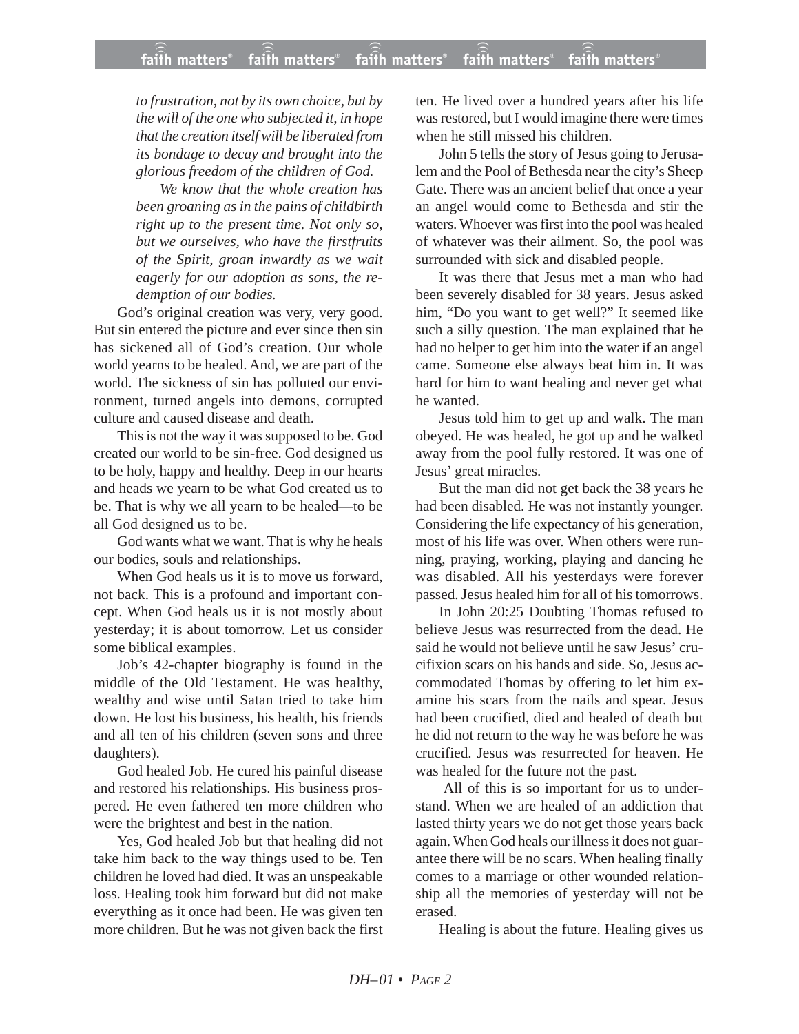*to frustration, not by its own choice, but by the will of the one who subjected it, in hope that the creation itself will be liberated from its bondage to decay and brought into the glorious freedom of the children of God.*

*We know that the whole creation has been groaning as in the pains of childbirth right up to the present time. Not only so, but we ourselves, who have the firstfruits of the Spirit, groan inwardly as we wait eagerly for our adoption as sons, the redemption of our bodies.*

God's original creation was very, very good. But sin entered the picture and ever since then sin has sickened all of God's creation. Our whole world yearns to be healed. And, we are part of the world. The sickness of sin has polluted our environment, turned angels into demons, corrupted culture and caused disease and death.

This is not the way it was supposed to be. God created our world to be sin-free. God designed us to be holy, happy and healthy. Deep in our hearts and heads we yearn to be what God created us to be. That is why we all yearn to be healed—to be all God designed us to be.

God wants what we want. That is why he heals our bodies, souls and relationships.

When God heals us it is to move us forward, not back. This is a profound and important concept. When God heals us it is not mostly about yesterday; it is about tomorrow. Let us consider some biblical examples.

Job's 42-chapter biography is found in the middle of the Old Testament. He was healthy, wealthy and wise until Satan tried to take him down. He lost his business, his health, his friends and all ten of his children (seven sons and three daughters).

God healed Job. He cured his painful disease and restored his relationships. His business prospered. He even fathered ten more children who were the brightest and best in the nation.

Yes, God healed Job but that healing did not take him back to the way things used to be. Ten children he loved had died. It was an unspeakable loss. Healing took him forward but did not make everything as it once had been. He was given ten more children. But he was not given back the first ten. He lived over a hundred years after his life was restored, but I would imagine there were times when he still missed his children.

John 5 tells the story of Jesus going to Jerusalem and the Pool of Bethesda near the city's Sheep Gate. There was an ancient belief that once a year an angel would come to Bethesda and stir the waters. Whoever was first into the pool was healed of whatever was their ailment. So, the pool was surrounded with sick and disabled people.

It was there that Jesus met a man who had been severely disabled for 38 years. Jesus asked him, "Do you want to get well?" It seemed like such a silly question. The man explained that he had no helper to get him into the water if an angel came. Someone else always beat him in. It was hard for him to want healing and never get what he wanted.

Jesus told him to get up and walk. The man obeyed. He was healed, he got up and he walked away from the pool fully restored. It was one of Jesus' great miracles.

But the man did not get back the 38 years he had been disabled. He was not instantly younger. Considering the life expectancy of his generation, most of his life was over. When others were running, praying, working, playing and dancing he was disabled. All his yesterdays were forever passed. Jesus healed him for all of his tomorrows.

In John 20:25 Doubting Thomas refused to believe Jesus was resurrected from the dead. He said he would not believe until he saw Jesus' crucifixion scars on his hands and side. So, Jesus accommodated Thomas by offering to let him examine his scars from the nails and spear. Jesus had been crucified, died and healed of death but he did not return to the way he was before he was crucified. Jesus was resurrected for heaven. He was healed for the future not the past.

All of this is so important for us to understand. When we are healed of an addiction that lasted thirty years we do not get those years back again. When God heals our illness it does not guarantee there will be no scars. When healing finally comes to a marriage or other wounded relationship all the memories of yesterday will not be erased.

Healing is about the future. Healing gives us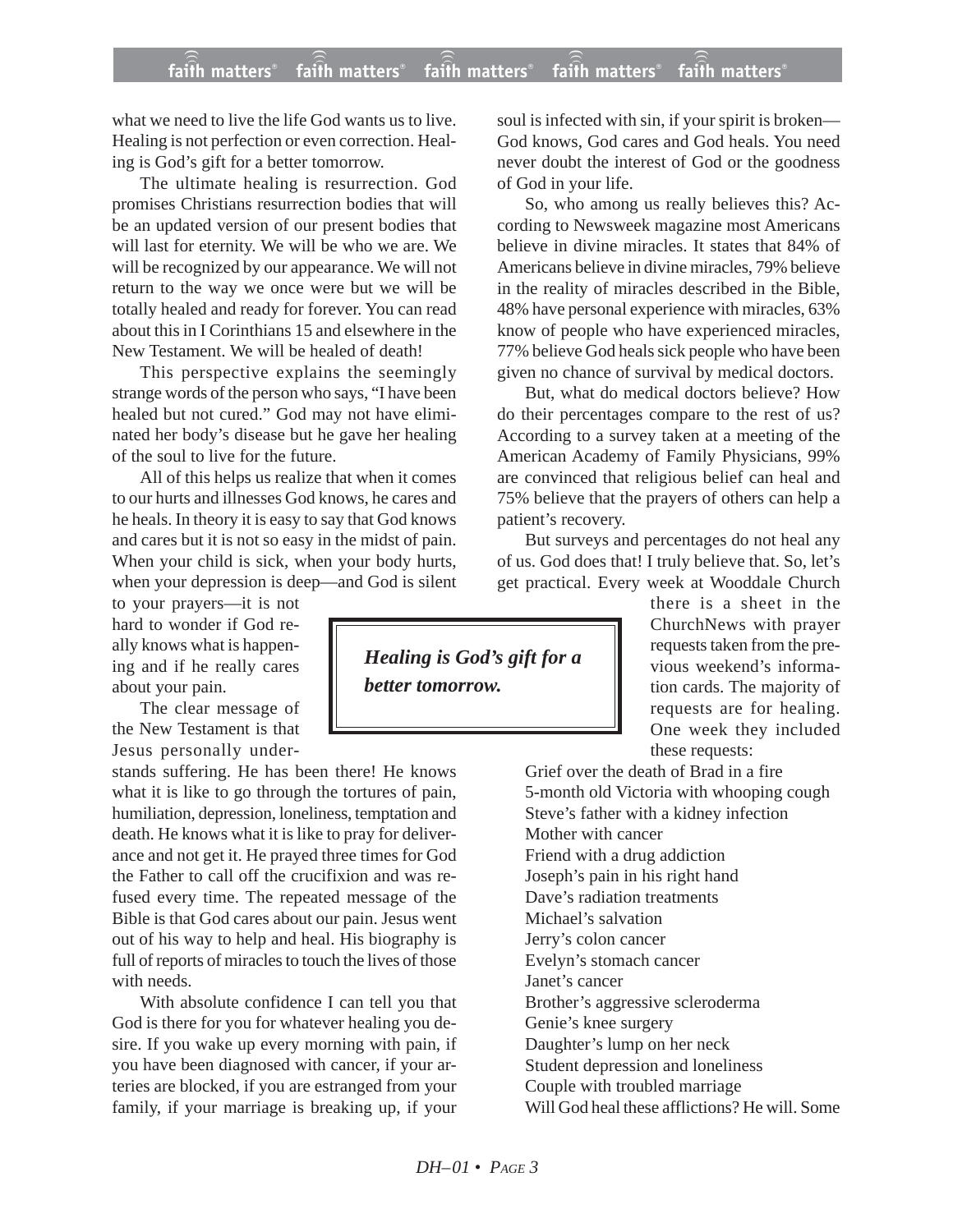what we need to live the life God wants us to live. Healing is not perfection or even correction. Healing is God's gift for a better tomorrow.

The ultimate healing is resurrection. God promises Christians resurrection bodies that will be an updated version of our present bodies that will last for eternity. We will be who we are. We will be recognized by our appearance. We will not return to the way we once were but we will be totally healed and ready for forever. You can read about this in I Corinthians 15 and elsewhere in the New Testament. We will be healed of death!

This perspective explains the seemingly strange words of the person who says, "I have been healed but not cured." God may not have eliminated her body's disease but he gave her healing of the soul to live for the future.

All of this helps us realize that when it comes to our hurts and illnesses God knows, he cares and he heals. In theory it is easy to say that God knows and cares but it is not so easy in the midst of pain. When your child is sick, when your body hurts, when your depression is deep—and God is silent to your prayers—it is not hard to wonder if God really knows what is happening and if he really cares about your pain.

> ***Healing is God's gift for a better tomorrow.***

The clear message of the New Testament is that Jesus personally understands suffering. He has been there! He knows what it is like to go through the tortures of pain, humiliation, depression, loneliness, temptation and death. He knows what it is like to pray for deliverance and not get it. He prayed three times for God the Father to call off the crucifixion and was refused every time. The repeated message of the Bible is that God cares about our pain. Jesus went out of his way to help and heal. His biography is full of reports of miracles to touch the lives of those with needs.

With absolute confidence I can tell you that God is there for you for whatever healing you desire. If you wake up every morning with pain, if you have been diagnosed with cancer, if your arteries are blocked, if you are estranged from your family, if your marriage is breaking up, if your soul is infected with sin, if your spirit is broken—God knows, God cares and God heals. You need never doubt the interest of God or the goodness of God in your life.

So, who among us really believes this? According to Newsweek magazine most Americans believe in divine miracles. It states that 84% of Americans believe in divine miracles, 79% believe in the reality of miracles described in the Bible, 48% have personal experience with miracles, 63% know of people who have experienced miracles, 77% believe God heals sick people who have been given no chance of survival by medical doctors.

But, what do medical doctors believe? How do their percentages compare to the rest of us? According to a survey taken at a meeting of the American Academy of Family Physicians, 99% are convinced that religious belief can heal and 75% believe that the prayers of others can help a patient's recovery.

But surveys and percentages do not heal any of us. God does that! I truly believe that. So, let's get practical. Every week at Wooddale Church there is a sheet in the ChurchNews with prayer requests taken from the previous weekend's information cards. The majority of requests are for healing. One week they included these requests:

Grief over the death of Brad in a fire
5-month old Victoria with whooping cough
Steve's father with a kidney infection
Mother with cancer
Friend with a drug addiction
Joseph's pain in his right hand
Dave's radiation treatments
Michael's salvation
Jerry's colon cancer
Evelyn's stomach cancer
Janet's cancer
Brother's aggressive scleroderma
Genie's knee surgery
Daughter's lump on her neck
Student depression and loneliness
Couple with troubled marriage

Will God heal these afflictions? He will. Some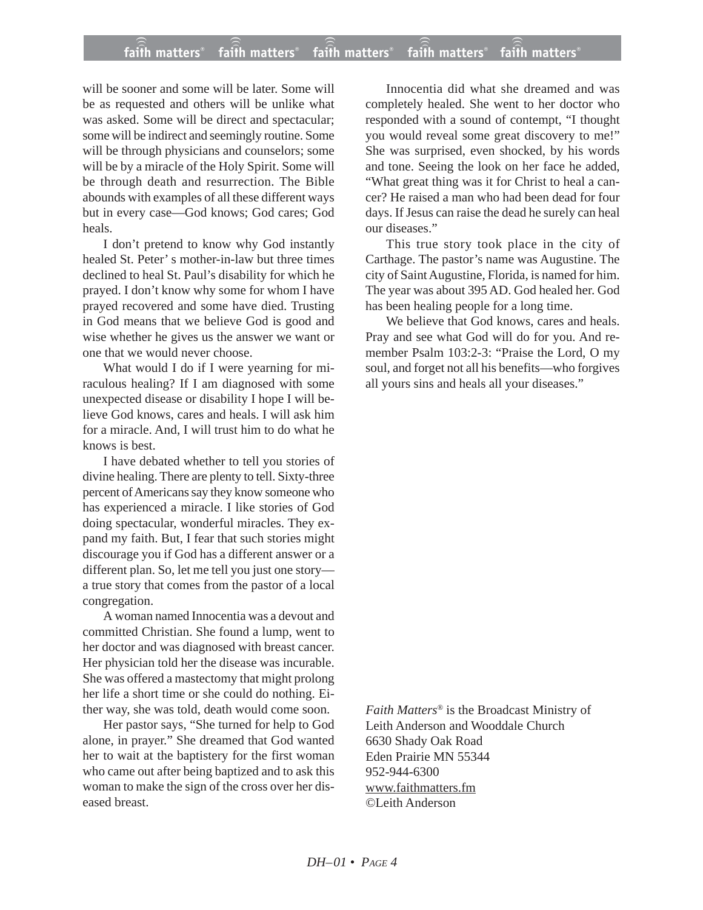will be sooner and some will be later. Some will be as requested and others will be unlike what was asked. Some will be direct and spectacular; some will be indirect and seemingly routine. Some will be through physicians and counselors; some will be by a miracle of the Holy Spirit. Some will be through death and resurrection. The Bible abounds with examples of all these different ways but in every case—God knows; God cares; God heals.

I don't pretend to know why God instantly healed St. Peter' s mother-in-law but three times declined to heal St. Paul's disability for which he prayed. I don't know why some for whom I have prayed recovered and some have died. Trusting in God means that we believe God is good and wise whether he gives us the answer we want or one that we would never choose.

What would I do if I were yearning for miraculous healing? If I am diagnosed with some unexpected disease or disability I hope I will believe God knows, cares and heals. I will ask him for a miracle. And, I will trust him to do what he knows is best.

I have debated whether to tell you stories of divine healing. There are plenty to tell. Sixty-three percent of Americans say they know someone who has experienced a miracle. I like stories of God doing spectacular, wonderful miracles. They expand my faith. But, I fear that such stories might discourage you if God has a different answer or a different plan. So, let me tell you just one story—a true story that comes from the pastor of a local congregation.

A woman named Innocentia was a devout and committed Christian. She found a lump, went to her doctor and was diagnosed with breast cancer. Her physician told her the disease was incurable. She was offered a mastectomy that might prolong her life a short time or she could do nothing. Either way, she was told, death would come soon.

Her pastor says, "She turned for help to God alone, in prayer." She dreamed that God wanted her to wait at the baptistery for the first woman who came out after being baptized and to ask this woman to make the sign of the cross over her diseased breast.

Innocentia did what she dreamed and was completely healed. She went to her doctor who responded with a sound of contempt, "I thought you would reveal some great discovery to me!" She was surprised, even shocked, by his words and tone. Seeing the look on her face he added, "What great thing was it for Christ to heal a cancer? He raised a man who had been dead for four days. If Jesus can raise the dead he surely can heal our diseases."

This true story took place in the city of Carthage. The pastor's name was Augustine. The city of Saint Augustine, Florida, is named for him. The year was about 395 AD. God healed her. God has been healing people for a long time.

We believe that God knows, cares and heals. Pray and see what God will do for you. And remember Psalm 103:2-3: "Praise the Lord, O my soul, and forget not all his benefits—who forgives all yours sins and heals all your diseases."

*Faith Matters*® is the Broadcast Ministry of
Leith Anderson and Wooddale Church
6630 Shady Oak Road
Eden Prairie MN 55344
952-944-6300
www.faithmatters.fm
©Leith Anderson